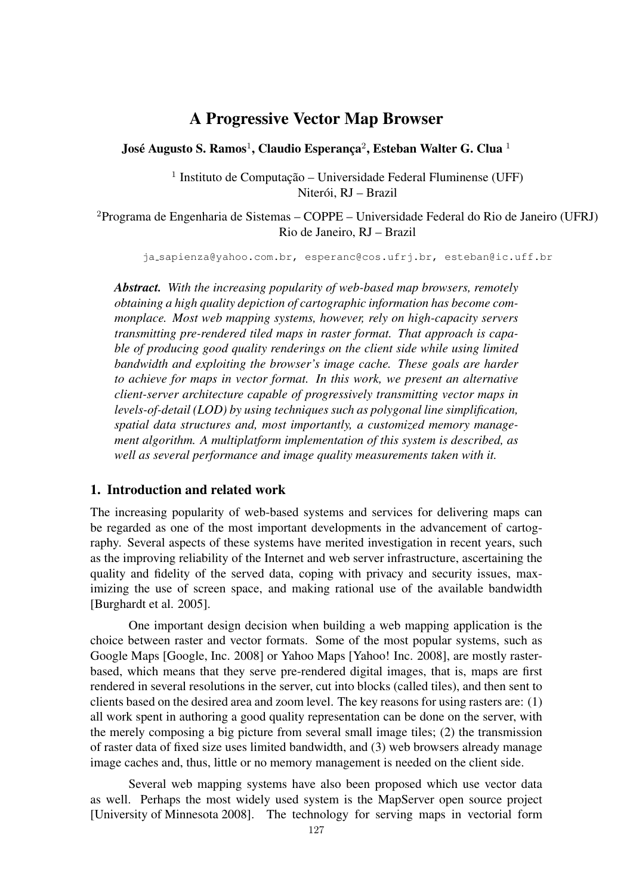# A Progressive Vector Map Browser

**José Augusto S. Ramos[1], Claudio Esperança[2], Esteban Walter G. Clua [1]**

[1] Instituto de Computação – Universidade Federal Fluminense (UFF)
Niterói, RJ – Brazil

[2]Programa de Engenharia de Sistemas – COPPE – Universidade Federal do Rio de Janeiro (UFRJ)
Rio de Janeiro, RJ – Brazil

ja_sapienza@yahoo.com.br, esperanc@cos.ufrj.br, esteban@ic.uff.br

***Abstract.*** *With the increasing popularity of web-based map browsers, remotely obtaining a high quality depiction of cartographic information has become commonplace. Most web mapping systems, however, rely on high-capacity servers transmitting pre-rendered tiled maps in raster format. That approach is capable of producing good quality renderings on the client side while using limited bandwidth and exploiting the browser's image cache. These goals are harder to achieve for maps in vector format. In this work, we present an alternative client-server architecture capable of progressively transmitting vector maps in levels-of-detail (LOD) by using techniques such as polygonal line simplification, spatial data structures and, most importantly, a customized memory management algorithm. A multiplatform implementation of this system is described, as well as several performance and image quality measurements taken with it.*

## 1. Introduction and related work

The increasing popularity of web-based systems and services for delivering maps can be regarded as one of the most important developments in the advancement of cartography. Several aspects of these systems have merited investigation in recent years, such as the improving reliability of the Internet and web server infrastructure, ascertaining the quality and fidelity of the served data, coping with privacy and security issues, maximizing the use of screen space, and making rational use of the available bandwidth [Burghardt et al. 2005].

One important design decision when building a web mapping application is the choice between raster and vector formats. Some of the most popular systems, such as Google Maps [Google, Inc. 2008] or Yahoo Maps [Yahoo! Inc. 2008], are mostly raster-based, which means that they serve pre-rendered digital images, that is, maps are first rendered in several resolutions in the server, cut into blocks (called tiles), and then sent to clients based on the desired area and zoom level. The key reasons for using rasters are: (1) all work spent in authoring a good quality representation can be done on the server, with the merely composing a big picture from several small image tiles; (2) the transmission of raster data of fixed size uses limited bandwidth, and (3) web browsers already manage image caches and, thus, little or no memory management is needed on the client side.

Several web mapping systems have also been proposed which use vector data as well. Perhaps the most widely used system is the MapServer open source project [University of Minnesota 2008]. The technology for serving maps in vectorial form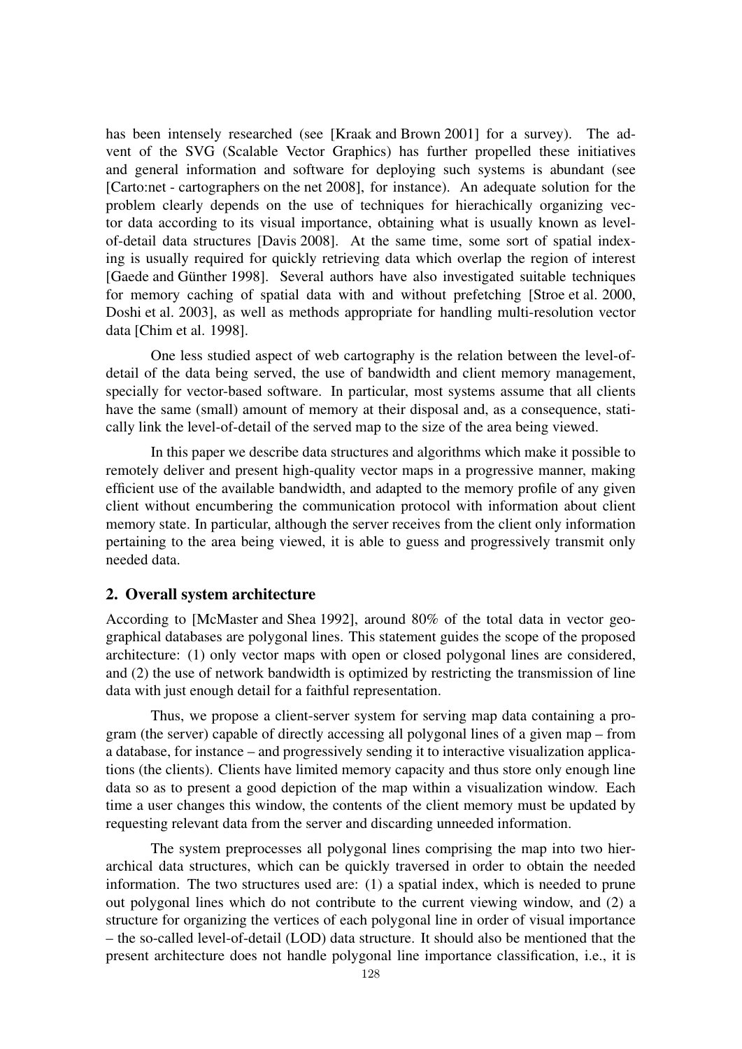has been intensely researched (see [Kraak and Brown 2001] for a survey). The advent of the SVG (Scalable Vector Graphics) has further propelled these initiatives and general information and software for deploying such systems is abundant (see [Carto:net - cartographers on the net 2008], for instance). An adequate solution for the problem clearly depends on the use of techniques for hierachically organizing vector data according to its visual importance, obtaining what is usually known as level-of-detail data structures [Davis 2008]. At the same time, some sort of spatial indexing is usually required for quickly retrieving data which overlap the region of interest [Gaede and Günther 1998]. Several authors have also investigated suitable techniques for memory caching of spatial data with and without prefetching [Stroe et al. 2000, Doshi et al. 2003], as well as methods appropriate for handling multi-resolution vector data [Chim et al. 1998].

One less studied aspect of web cartography is the relation between the level-of-detail of the data being served, the use of bandwidth and client memory management, specially for vector-based software. In particular, most systems assume that all clients have the same (small) amount of memory at their disposal and, as a consequence, statically link the level-of-detail of the served map to the size of the area being viewed.

In this paper we describe data structures and algorithms which make it possible to remotely deliver and present high-quality vector maps in a progressive manner, making efficient use of the available bandwidth, and adapted to the memory profile of any given client without encumbering the communication protocol with information about client memory state. In particular, although the server receives from the client only information pertaining to the area being viewed, it is able to guess and progressively transmit only needed data.

## 2. Overall system architecture

According to [McMaster and Shea 1992], around 80% of the total data in vector geographical databases are polygonal lines. This statement guides the scope of the proposed architecture: (1) only vector maps with open or closed polygonal lines are considered, and (2) the use of network bandwidth is optimized by restricting the transmission of line data with just enough detail for a faithful representation.

Thus, we propose a client-server system for serving map data containing a program (the server) capable of directly accessing all polygonal lines of a given map – from a database, for instance – and progressively sending it to interactive visualization applications (the clients). Clients have limited memory capacity and thus store only enough line data so as to present a good depiction of the map within a visualization window. Each time a user changes this window, the contents of the client memory must be updated by requesting relevant data from the server and discarding unneeded information.

The system preprocesses all polygonal lines comprising the map into two hierarchical data structures, which can be quickly traversed in order to obtain the needed information. The two structures used are: (1) a spatial index, which is needed to prune out polygonal lines which do not contribute to the current viewing window, and (2) a structure for organizing the vertices of each polygonal line in order of visual importance – the so-called level-of-detail (LOD) data structure. It should also be mentioned that the present architecture does not handle polygonal line importance classification, i.e., it is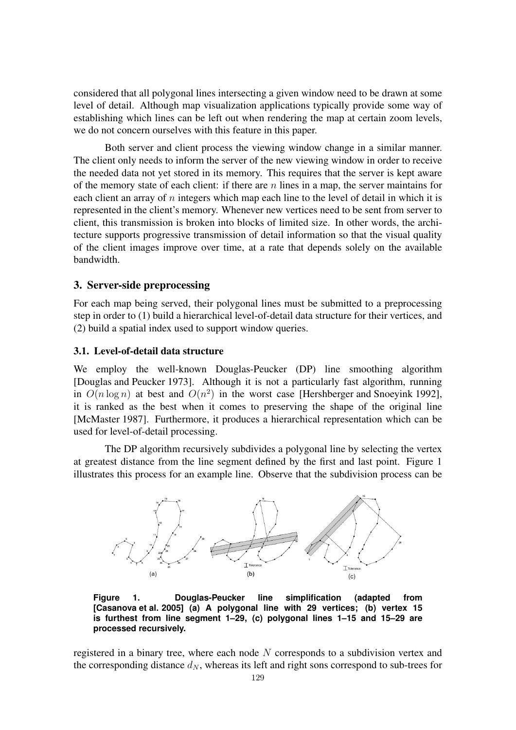considered that all polygonal lines intersecting a given window need to be drawn at some level of detail. Although map visualization applications typically provide some way of establishing which lines can be left out when rendering the map at certain zoom levels, we do not concern ourselves with this feature in this paper.

Both server and client process the viewing window change in a similar manner. The client only needs to inform the server of the new viewing window in order to receive the needed data not yet stored in its memory. This requires that the server is kept aware of the memory state of each client: if there are $n$ lines in a map, the server maintains for each client an array of $n$ integers which map each line to the level of detail in which it is represented in the client's memory. Whenever new vertices need to be sent from server to client, this transmission is broken into blocks of limited size. In other words, the architecture supports progressive transmission of detail information so that the visual quality of the client images improve over time, at a rate that depends solely on the available bandwidth.

## 3. Server-side preprocessing

For each map being served, their polygonal lines must be submitted to a preprocessing step in order to (1) build a hierarchical level-of-detail data structure for their vertices, and (2) build a spatial index used to support window queries.

### 3.1. Level-of-detail data structure

We employ the well-known Douglas-Peucker (DP) line smoothing algorithm [Douglas and Peucker 1973]. Although it is not a particularly fast algorithm, running in $O(n \log n)$ at best and $O(n^2)$ in the worst case [Hershberger and Snoeyink 1992], it is ranked as the best when it comes to preserving the shape of the original line [McMaster 1987]. Furthermore, it produces a hierarchical representation which can be used for level-of-detail processing.

The DP algorithm recursively subdivides a polygonal line by selecting the vertex at greatest distance from the line segment defined by the first and last point. Figure 1 illustrates this process for an example line. Observe that the subdivision process can be

**Figure 1. Douglas-Peucker line simplification (adapted from [Casanova et al. 2005] (a) A polygonal line with 29 vertices; (b) vertex 15 is furthest from line segment 1–29, (c) polygonal lines 1–15 and 15–29 are processed recursively.**

registered in a binary tree, where each node $N$ corresponds to a subdivision vertex and the corresponding distance $d_N$, whereas its left and right sons correspond to sub-trees for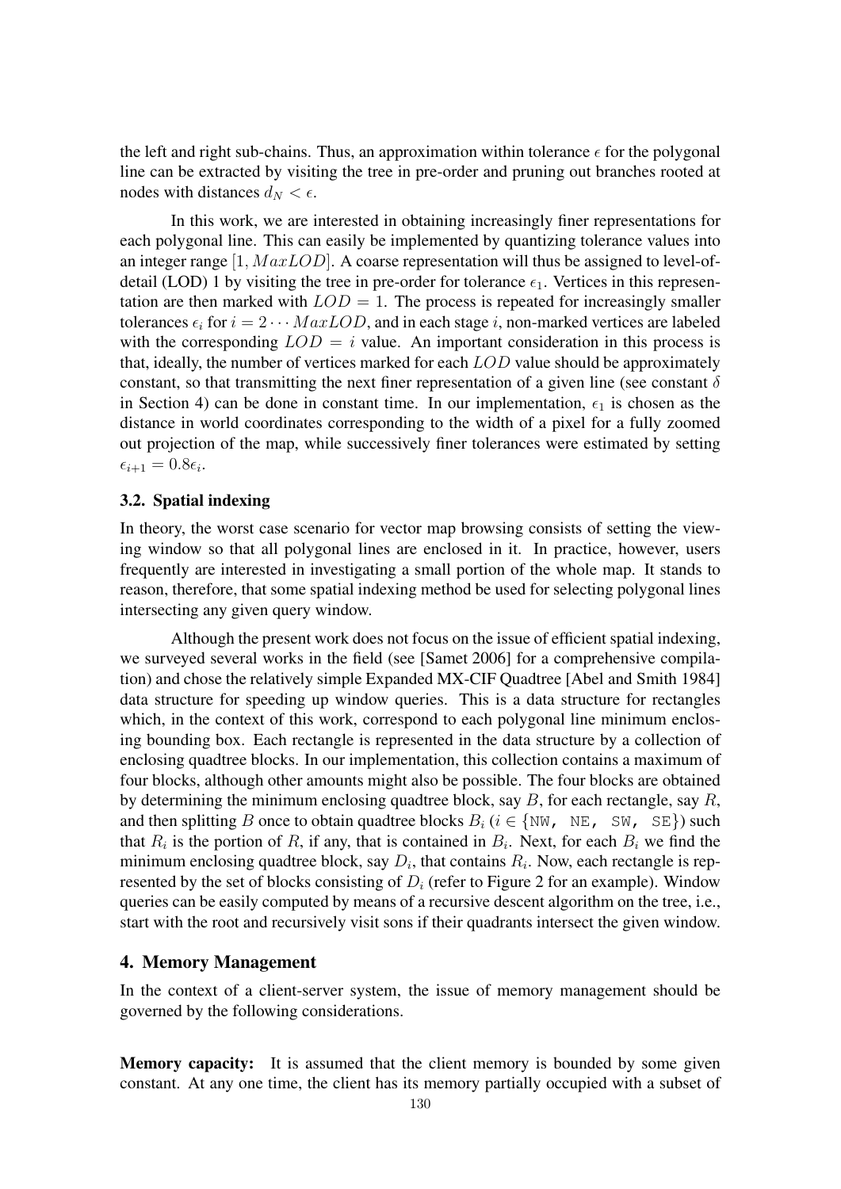the left and right sub-chains. Thus, an approximation within tolerance $\epsilon$ for the polygonal line can be extracted by visiting the tree in pre-order and pruning out branches rooted at nodes with distances $d_N < \epsilon$.

In this work, we are interested in obtaining increasingly finer representations for each polygonal line. This can easily be implemented by quantizing tolerance values into an integer range $[1, MaxLOD]$. A coarse representation will thus be assigned to level-of-detail (LOD) 1 by visiting the tree in pre-order for tolerance $\epsilon_1$. Vertices in this representation are then marked with $LOD = 1$. The process is repeated for increasingly smaller tolerances $\epsilon_i$ for $i = 2 \cdots MaxLOD$, and in each stage $i$, non-marked vertices are labeled with the corresponding $LOD = i$ value. An important consideration in this process is that, ideally, the number of vertices marked for each $LOD$ value should be approximately constant, so that transmitting the next finer representation of a given line (see constant $\delta$ in Section 4) can be done in constant time. In our implementation, $\epsilon_1$ is chosen as the distance in world coordinates corresponding to the width of a pixel for a fully zoomed out projection of the map, while successively finer tolerances were estimated by setting $\epsilon_{i+1} = 0.8\epsilon_i$.

### 3.2. Spatial indexing

In theory, the worst case scenario for vector map browsing consists of setting the viewing window so that all polygonal lines are enclosed in it. In practice, however, users frequently are interested in investigating a small portion of the whole map. It stands to reason, therefore, that some spatial indexing method be used for selecting polygonal lines intersecting any given query window.

Although the present work does not focus on the issue of efficient spatial indexing, we surveyed several works in the field (see [Samet 2006] for a comprehensive compilation) and chose the relatively simple Expanded MX-CIF Quadtree [Abel and Smith 1984] data structure for speeding up window queries. This is a data structure for rectangles which, in the context of this work, correspond to each polygonal line minimum enclosing bounding box. Each rectangle is represented in the data structure by a collection of enclosing quadtree blocks. In our implementation, this collection contains a maximum of four blocks, although other amounts might also be possible. The four blocks are obtained by determining the minimum enclosing quadtree block, say $B$, for each rectangle, say $R$, and then splitting $B$ once to obtain quadtree blocks $B_i$ ($i \in \{\texttt{NW, NE, SW, SE}\}$) such that $R_i$ is the portion of $R$, if any, that is contained in $B_i$. Next, for each $B_i$ we find the minimum enclosing quadtree block, say $D_i$, that contains $R_i$. Now, each rectangle is represented by the set of blocks consisting of $D_i$ (refer to Figure 2 for an example). Window queries can be easily computed by means of a recursive descent algorithm on the tree, i.e., start with the root and recursively visit sons if their quadrants intersect the given window.

## 4. Memory Management

In the context of a client-server system, the issue of memory management should be governed by the following considerations.

**Memory capacity:** It is assumed that the client memory is bounded by some given constant. At any one time, the client has its memory partially occupied with a subset of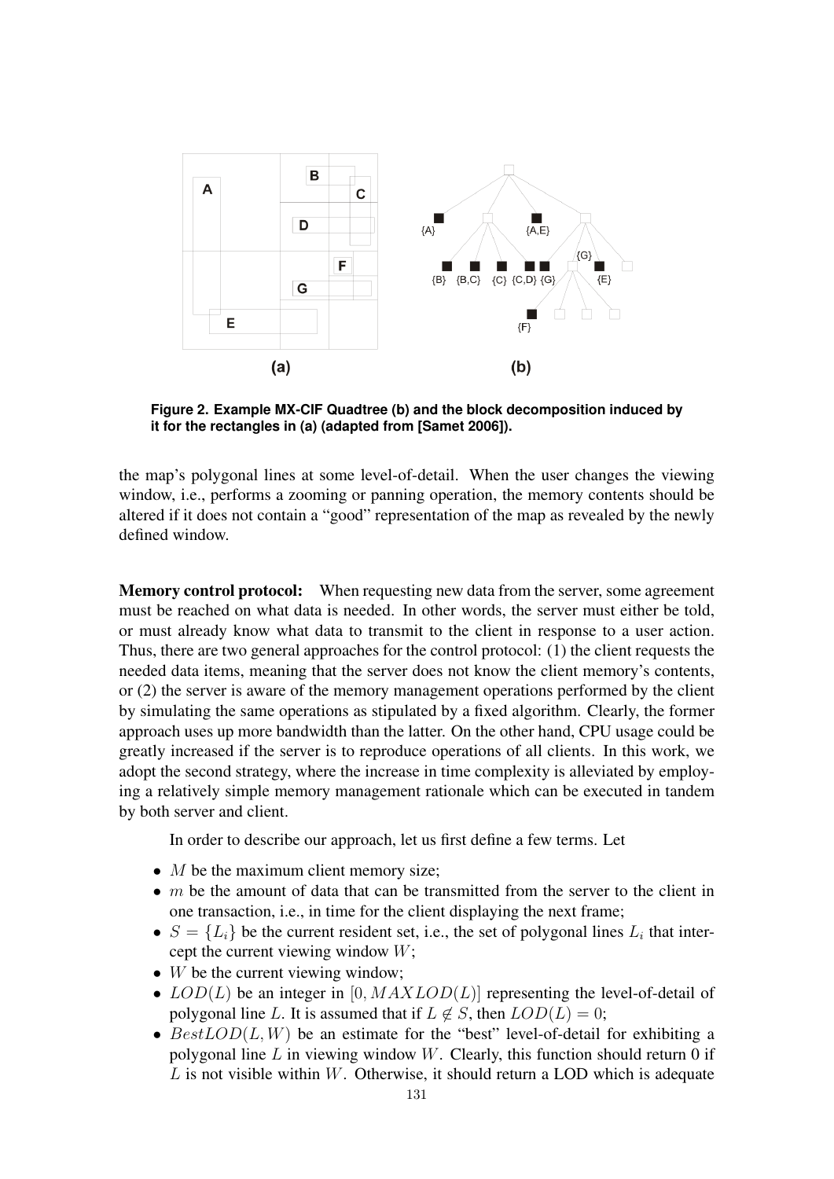**Figure 2. Example MX-CIF Quadtree (b) and the block decomposition induced by it for the rectangles in (a) (adapted from [Samet 2006]).**

the map's polygonal lines at some level-of-detail. When the user changes the viewing window, i.e., performs a zooming or panning operation, the memory contents should be altered if it does not contain a "good" representation of the map as revealed by the newly defined window.

**Memory control protocol:** When requesting new data from the server, some agreement must be reached on what data is needed. In other words, the server must either be told, or must already know what data to transmit to the client in response to a user action. Thus, there are two general approaches for the control protocol: (1) the client requests the needed data items, meaning that the server does not know the client memory's contents, or (2) the server is aware of the memory management operations performed by the client by simulating the same operations as stipulated by a fixed algorithm. Clearly, the former approach uses up more bandwidth than the latter. On the other hand, CPU usage could be greatly increased if the server is to reproduce operations of all clients. In this work, we adopt the second strategy, where the increase in time complexity is alleviated by employing a relatively simple memory management rationale which can be executed in tandem by both server and client.

In order to describe our approach, let us first define a few terms. Let

- $M$ be the maximum client memory size;
- $m$ be the amount of data that can be transmitted from the server to the client in one transaction, i.e., in time for the client displaying the next frame;
- $S = \{L_i\}$ be the current resident set, i.e., the set of polygonal lines $L_i$ that intercept the current viewing window $W$;
- $W$ be the current viewing window;
- $LOD(L)$ be an integer in $[0, MAXLOD(L)]$ representing the level-of-detail of polygonal line $L$. It is assumed that if $L \notin S$, then $LOD(L) = 0$;
- $BestLOD(L, W)$ be an estimate for the "best" level-of-detail for exhibiting a polygonal line $L$ in viewing window $W$. Clearly, this function should return 0 if $L$ is not visible within $W$. Otherwise, it should return a LOD which is adequate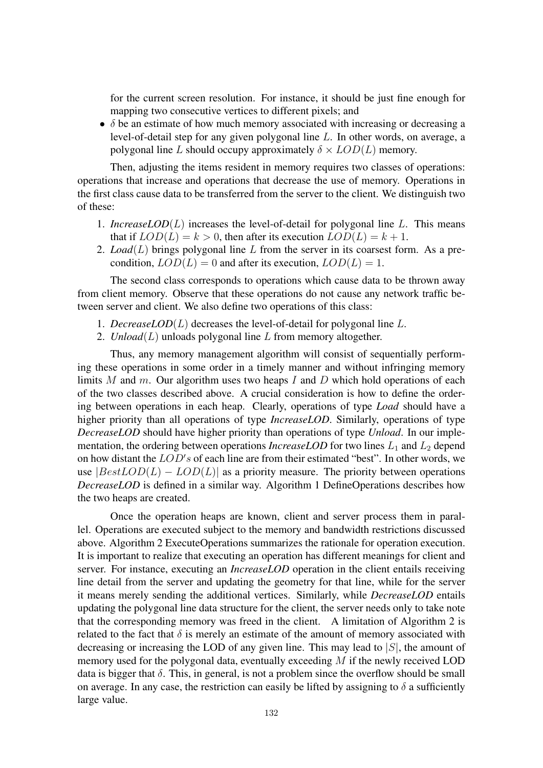for the current screen resolution. For instance, it should be just fine enough for mapping two consecutive vertices to different pixels; and

- $\delta$ be an estimate of how much memory associated with increasing or decreasing a level-of-detail step for any given polygonal line $L$. In other words, on average, a polygonal line $L$ should occupy approximately $\delta \times LOD(L)$ memory.

Then, adjusting the items resident in memory requires two classes of operations: operations that increase and operations that decrease the use of memory. Operations in the first class cause data to be transferred from the server to the client. We distinguish two of these:

1. ***IncreaseLOD***$(L)$ increases the level-of-detail for polygonal line $L$. This means that if $LOD(L) = k > 0$, then after its execution $LOD(L) = k + 1$.
2. ***Load***$(L)$ brings polygonal line $L$ from the server in its coarsest form. As a precondition, $LOD(L) = 0$ and after its execution, $LOD(L) = 1$.

The second class corresponds to operations which cause data to be thrown away from client memory. Observe that these operations do not cause any network traffic between server and client. We also define two operations of this class:

1. ***DecreaseLOD***$(L)$ decreases the level-of-detail for polygonal line $L$.
2. ***Unload***$(L)$ unloads polygonal line $L$ from memory altogether.

Thus, any memory management algorithm will consist of sequentially performing these operations in some order in a timely manner and without infringing memory limits $M$ and $m$. Our algorithm uses two heaps $I$ and $D$ which hold operations of each of the two classes described above. A crucial consideration is how to define the ordering between operations in each heap. Clearly, operations of type ***Load*** should have a higher priority than all operations of type ***IncreaseLOD***. Similarly, operations of type ***DecreaseLOD*** should have higher priority than operations of type ***Unload***. In our implementation, the ordering between operations ***IncreaseLOD*** for two lines $L_1$ and $L_2$ depend on how distant the $LOD's$ of each line are from their estimated "best". In other words, we use $|BestLOD(L) - LOD(L)|$ as a priority measure. The priority between operations ***DecreaseLOD*** is defined in a similar way. Algorithm 1 DefineOperations describes how the two heaps are created.

Once the operation heaps are known, client and server process them in parallel. Operations are executed subject to the memory and bandwidth restrictions discussed above. Algorithm 2 ExecuteOperations summarizes the rationale for operation execution. It is important to realize that executing an operation has different meanings for client and server. For instance, executing an ***IncreaseLOD*** operation in the client entails receiving line detail from the server and updating the geometry for that line, while for the server it means merely sending the additional vertices. Similarly, while ***DecreaseLOD*** entails updating the polygonal line data structure for the client, the server needs only to take note that the corresponding memory was freed in the client. A limitation of Algorithm 2 is related to the fact that $\delta$ is merely an estimate of the amount of memory associated with decreasing or increasing the LOD of any given line. This may lead to $|S|$, the amount of memory used for the polygonal data, eventually exceeding $M$ if the newly received LOD data is bigger that $\delta$. This, in general, is not a problem since the overflow should be small on average. In any case, the restriction can easily be lifted by assigning to $\delta$ a sufficiently large value.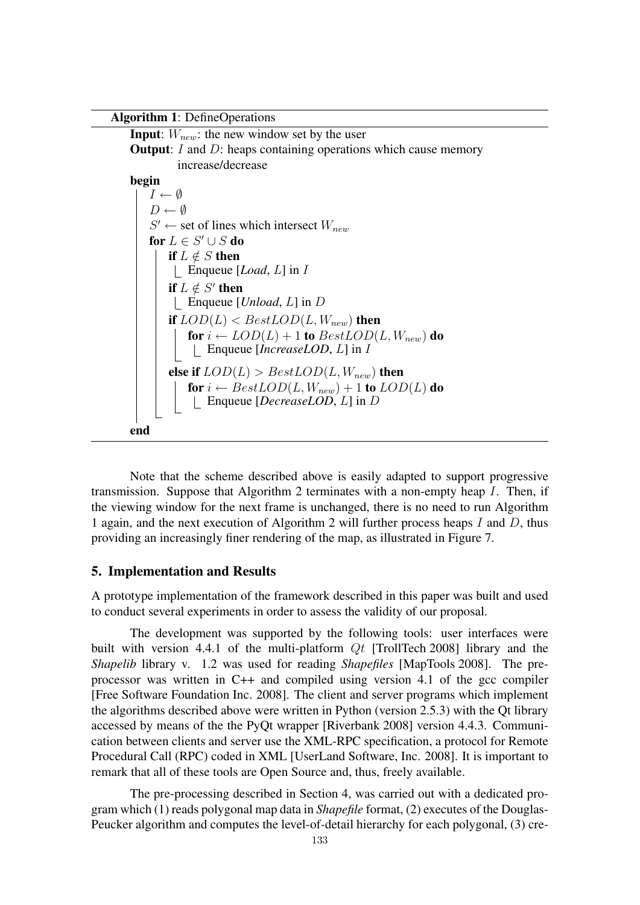**Algorithm 1**: DefineOperations

```
Input: W_new: the new window set by the user
Output: I and D: heaps containing operations which cause memory
        increase/decrease
begin
    I ← ∅
    D ← ∅
    S' ← set of lines which intersect W_new
    for L ∈ S' ∪ S do
        if L ∉ S then
            Enqueue [Load, L] in I
        if L ∉ S' then
            Enqueue [Unload, L] in D
        if LOD(L) < BestLOD(L, W_new) then
            for i ← LOD(L) + 1 to BestLOD(L, W_new) do
                Enqueue [IncreaseLOD, L] in I
        else if LOD(L) > BestLOD(L, W_new) then
            for i ← BestLOD(L, W_new) + 1 to LOD(L) do
                Enqueue [DecreaseLOD, L] in D
end
```

Note that the scheme described above is easily adapted to support progressive transmission. Suppose that Algorithm 2 terminates with a non-empty heap $I$. Then, if the viewing window for the next frame is unchanged, there is no need to run Algorithm 1 again, and the next execution of Algorithm 2 will further process heaps $I$ and $D$, thus providing an increasingly finer rendering of the map, as illustrated in Figure 7.

## 5. Implementation and Results

A prototype implementation of the framework described in this paper was built and used to conduct several experiments in order to assess the validity of our proposal.

The development was supported by the following tools: user interfaces were built with version 4.4.1 of the multi-platform $Qt$ [TrollTech 2008] library and the *Shapelib* library v. 1.2 was used for reading *Shapefiles* [MapTools 2008]. The pre-processor was written in C++ and compiled using version 4.1 of the gcc compiler [Free Software Foundation Inc. 2008]. The client and server programs which implement the algorithms described above were written in Python (version 2.5.3) with the Qt library accessed by means of the the PyQt wrapper [Riverbank 2008] version 4.4.3. Communication between clients and server use the XML-RPC specification, a protocol for Remote Procedural Call (RPC) coded in XML [UserLand Software, Inc. 2008]. It is important to remark that all of these tools are Open Source and, thus, freely available.

The pre-processing described in Section 4, was carried out with a dedicated program which (1) reads polygonal map data in *Shapefile* format, (2) executes of the Douglas-Peucker algorithm and computes the level-of-detail hierarchy for each polygonal, (3) cre-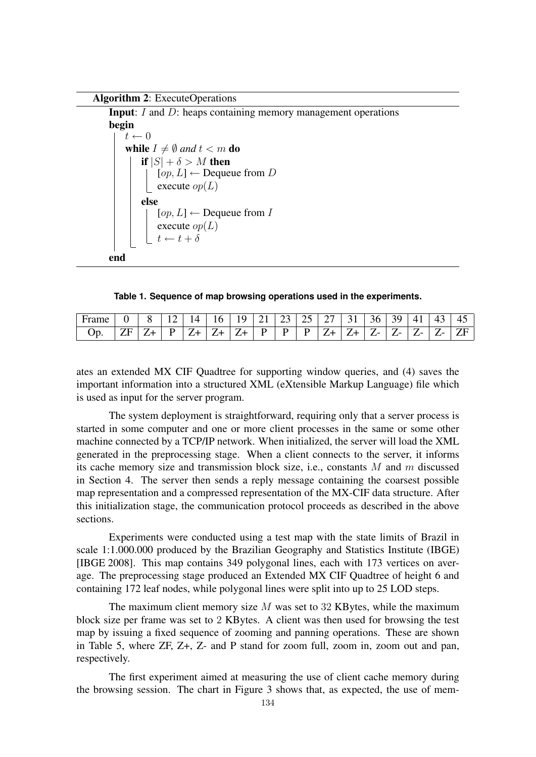**Algorithm 2**: ExecuteOperations

**Input**: $I$ and $D$: heaps containing memory management operations
**begin**
  $t \leftarrow 0$
  **while** $I \neq \emptyset$ *and* $t < m$ **do**
    **if** $|S| + \delta > M$ **then**
      $[op, L] \leftarrow$ Dequeue from $D$
      execute $op(L)$
    **else**
      $[op, L] \leftarrow$ Dequeue from $I$
      execute $op(L)$
      $t \leftarrow t + \delta$
**end**

**Table 1. Sequence of map browsing operations used in the experiments.**

| Frame | 0 | 8 | 12 | 14 | 16 | 19 | 21 | 23 | 25 | 27 | 31 | 36 | 39 | 41 | 43 | 45 |
|---|---|---|---|---|---|---|---|---|---|---|---|---|---|---|---|---|
| Op. | ZF | Z+ | P | Z+ | Z+ | Z+ | P | P | P | Z+ | Z+ | Z- | Z- | Z- | Z- | ZF |

ates an extended MX CIF Quadtree for supporting window queries, and (4) saves the important information into a structured XML (eXtensible Markup Language) file which is used as input for the server program.

The system deployment is straightforward, requiring only that a server process is started in some computer and one or more client processes in the same or some other machine connected by a TCP/IP network. When initialized, the server will load the XML generated in the preprocessing stage. When a client connects to the server, it informs its cache memory size and transmission block size, i.e., constants $M$ and $m$ discussed in Section 4. The server then sends a reply message containing the coarsest possible map representation and a compressed representation of the MX-CIF data structure. After this initialization stage, the communication protocol proceeds as described in the above sections.

Experiments were conducted using a test map with the state limits of Brazil in scale 1:1.000.000 produced by the Brazilian Geography and Statistics Institute (IBGE) [IBGE 2008]. This map contains 349 polygonal lines, each with 173 vertices on average. The preprocessing stage produced an Extended MX CIF Quadtree of height 6 and containing 172 leaf nodes, while polygonal lines were split into up to 25 LOD steps.

The maximum client memory size $M$ was set to 32 KBytes, while the maximum block size per frame was set to 2 KBytes. A client was then used for browsing the test map by issuing a fixed sequence of zooming and panning operations. These are shown in Table 5, where ZF, Z+, Z- and P stand for zoom full, zoom in, zoom out and pan, respectively.

The first experiment aimed at measuring the use of client cache memory during the browsing session. The chart in Figure 3 shows that, as expected, the use of mem-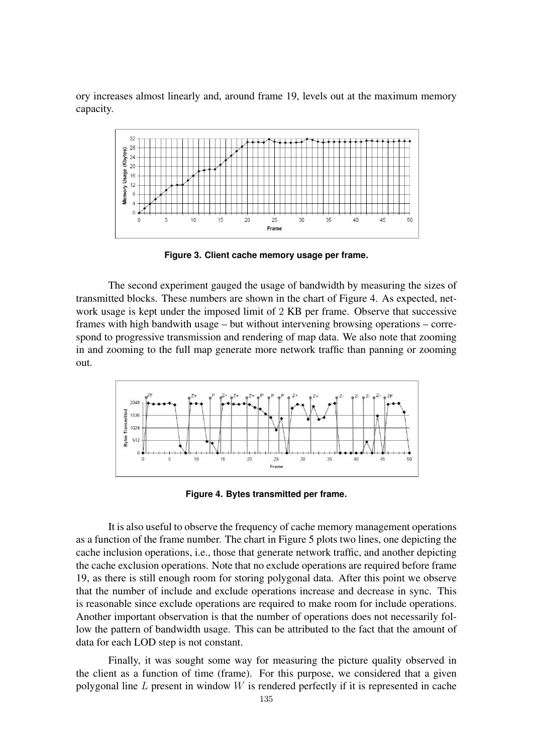ory increases almost linearly and, around frame 19, levels out at the maximum memory capacity.

**Figure 3. Client cache memory usage per frame.**

The second experiment gauged the usage of bandwidth by measuring the sizes of transmitted blocks. These numbers are shown in the chart of Figure 4. As expected, network usage is kept under the imposed limit of 2 KB per frame. Observe that successive frames with high bandwith usage – but without intervening browsing operations – correspond to progressive transmission and rendering of map data. We also note that zooming in and zooming to the full map generate more network traffic than panning or zooming out.

**Figure 4. Bytes transmitted per frame.**

It is also useful to observe the frequency of cache memory management operations as a function of the frame number. The chart in Figure 5 plots two lines, one depicting the cache inclusion operations, i.e., those that generate network traffic, and another depicting the cache exclusion operations. Note that no exclude operations are required before frame 19, as there is still enough room for storing polygonal data. After this point we observe that the number of include and exclude operations increase and decrease in sync. This is reasonable since exclude operations are required to make room for include operations. Another important observation is that the number of operations does not necessarily follow the pattern of bandwidth usage. This can be attributed to the fact that the amount of data for each LOD step is not constant.

Finally, it was sought some way for measuring the picture quality observed in the client as a function of time (frame). For this purpose, we considered that a given polygonal line $L$ present in window $W$ is rendered perfectly if it is represented in cache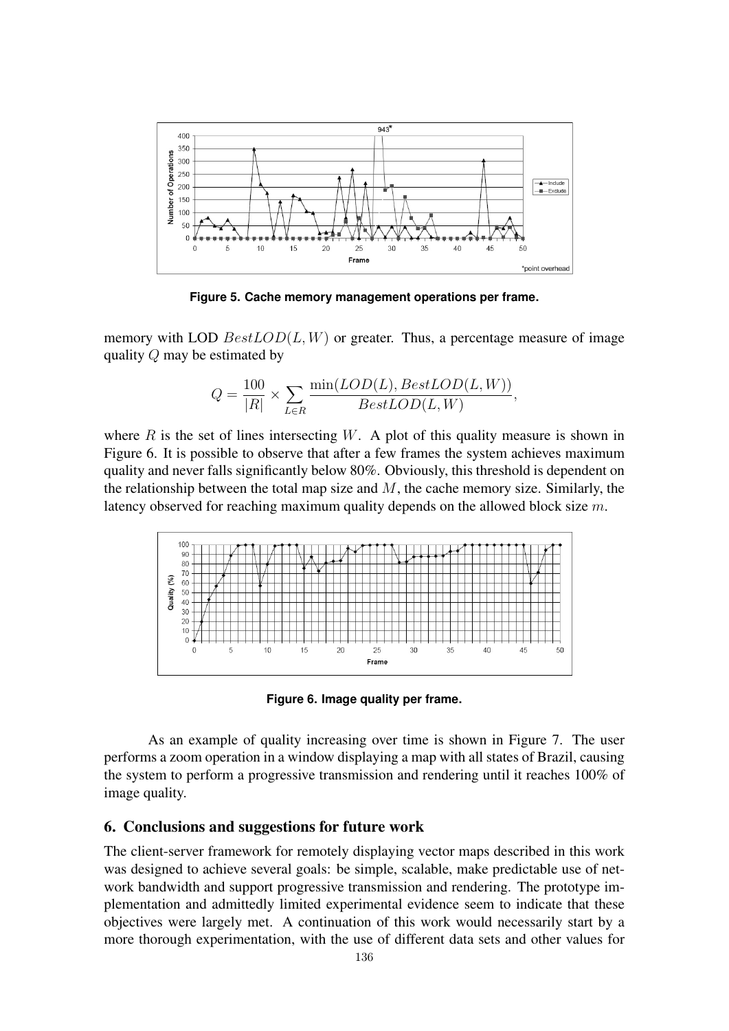Figure 5. Cache memory management operations per frame.

memory with LOD $BestLOD(L, W)$ or greater. Thus, a percentage measure of image quality $Q$ may be estimated by

$$Q = \frac{100}{|R|} \times \sum_{L \in R} \frac{\min(LOD(L), BestLOD(L, W))}{BestLOD(L, W)},$$

where $R$ is the set of lines intersecting $W$. A plot of this quality measure is shown in Figure 6. It is possible to observe that after a few frames the system achieves maximum quality and never falls significantly below 80%. Obviously, this threshold is dependent on the relationship between the total map size and $M$, the cache memory size. Similarly, the latency observed for reaching maximum quality depends on the allowed block size $m$.

Figure 6. Image quality per frame.

As an example of quality increasing over time is shown in Figure 7. The user performs a zoom operation in a window displaying a map with all states of Brazil, causing the system to perform a progressive transmission and rendering until it reaches 100% of image quality.

## 6. Conclusions and suggestions for future work

The client-server framework for remotely displaying vector maps described in this work was designed to achieve several goals: be simple, scalable, make predictable use of network bandwidth and support progressive transmission and rendering. The prototype implementation and admittedly limited experimental evidence seem to indicate that these objectives were largely met. A continuation of this work would necessarily start by a more thorough experimentation, with the use of different data sets and other values for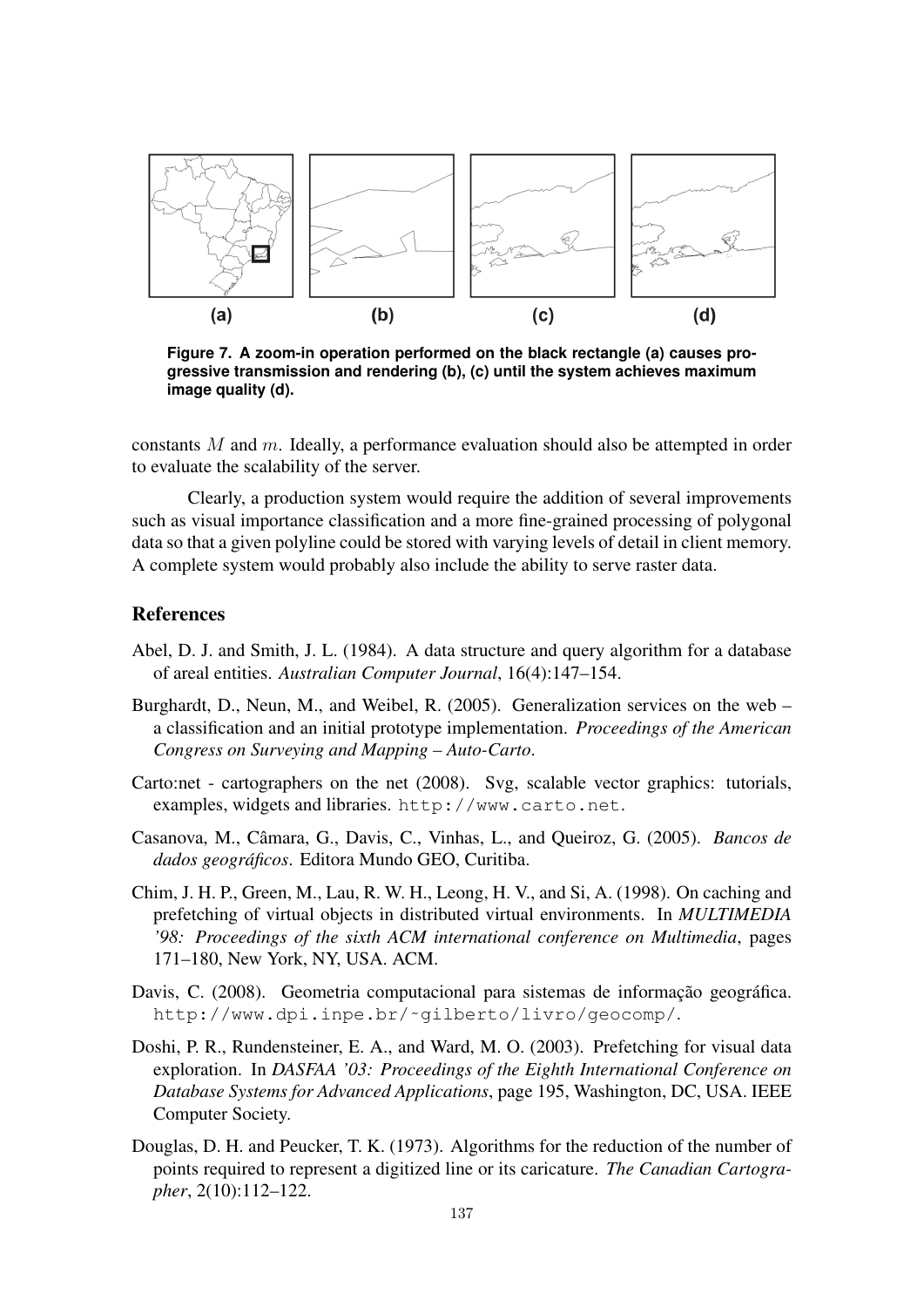**(a)** **(b)** **(c)** **(d)**

**Figure 7. A zoom-in operation performed on the black rectangle (a) causes progressive transmission and rendering (b), (c) until the system achieves maximum image quality (d).**

constants $M$ and $m$. Ideally, a performance evaluation should also be attempted in order to evaluate the scalability of the server.

Clearly, a production system would require the addition of several improvements such as visual importance classification and a more fine-grained processing of polygonal data so that a given polyline could be stored with varying levels of detail in client memory. A complete system would probably also include the ability to serve raster data.

## References

Abel, D. J. and Smith, J. L. (1984). A data structure and query algorithm for a database of areal entities. *Australian Computer Journal*, 16(4):147–154.

Burghardt, D., Neun, M., and Weibel, R. (2005). Generalization services on the web – a classification and an initial prototype implementation. *Proceedings of the American Congress on Surveying and Mapping – Auto-Carto*.

Carto:net - cartographers on the net (2008). Svg, scalable vector graphics: tutorials, examples, widgets and libraries. `http://www.carto.net`.

Casanova, M., Câmara, G., Davis, C., Vinhas, L., and Queiroz, G. (2005). *Bancos de dados geográficos*. Editora Mundo GEO, Curitiba.

Chim, J. H. P., Green, M., Lau, R. W. H., Leong, H. V., and Si, A. (1998). On caching and prefetching of virtual objects in distributed virtual environments. In *MULTIMEDIA '98: Proceedings of the sixth ACM international conference on Multimedia*, pages 171–180, New York, NY, USA. ACM.

Davis, C. (2008). Geometria computacional para sistemas de informação geográfica. `http://www.dpi.inpe.br/~gilberto/livro/geocomp/`.

Doshi, P. R., Rundensteiner, E. A., and Ward, M. O. (2003). Prefetching for visual data exploration. In *DASFAA '03: Proceedings of the Eighth International Conference on Database Systems for Advanced Applications*, page 195, Washington, DC, USA. IEEE Computer Society.

Douglas, D. H. and Peucker, T. K. (1973). Algorithms for the reduction of the number of points required to represent a digitized line or its caricature. *The Canadian Cartographer*, 2(10):112–122.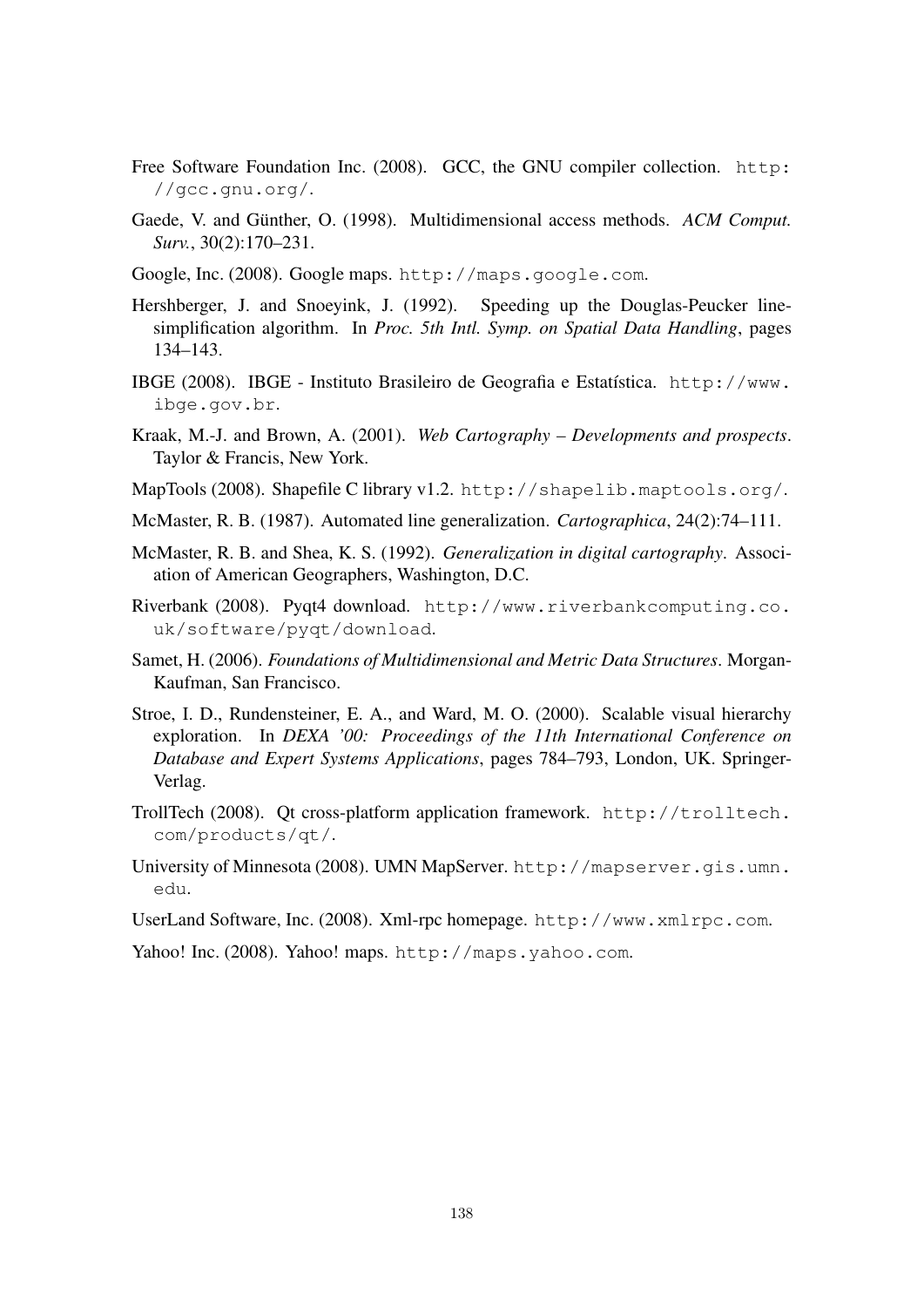Free Software Foundation Inc. (2008). GCC, the GNU compiler collection. http://gcc.gnu.org/.

Gaede, V. and Günther, O. (1998). Multidimensional access methods. *ACM Comput. Surv.*, 30(2):170–231.

Google, Inc. (2008). Google maps. http://maps.google.com.

Hershberger, J. and Snoeyink, J. (1992). Speeding up the Douglas-Peucker line-simplification algorithm. In *Proc. 5th Intl. Symp. on Spatial Data Handling*, pages 134–143.

IBGE (2008). IBGE - Instituto Brasileiro de Geografia e Estatística. http://www.ibge.gov.br.

Kraak, M.-J. and Brown, A. (2001). *Web Cartography – Developments and prospects*. Taylor & Francis, New York.

MapTools (2008). Shapefile C library v1.2. http://shapelib.maptools.org/.

McMaster, R. B. (1987). Automated line generalization. *Cartographica*, 24(2):74–111.

McMaster, R. B. and Shea, K. S. (1992). *Generalization in digital cartography*. Association of American Geographers, Washington, D.C.

Riverbank (2008). Pyqt4 download. http://www.riverbankcomputing.co.uk/software/pyqt/download.

Samet, H. (2006). *Foundations of Multidimensional and Metric Data Structures*. Morgan-Kaufman, San Francisco.

Stroe, I. D., Rundensteiner, E. A., and Ward, M. O. (2000). Scalable visual hierarchy exploration. In *DEXA '00: Proceedings of the 11th International Conference on Database and Expert Systems Applications*, pages 784–793, London, UK. Springer-Verlag.

TrollTech (2008). Qt cross-platform application framework. http://trolltech.com/products/qt/.

University of Minnesota (2008). UMN MapServer. http://mapserver.gis.umn.edu.

UserLand Software, Inc. (2008). Xml-rpc homepage. http://www.xmlrpc.com.

Yahoo! Inc. (2008). Yahoo! maps. http://maps.yahoo.com.